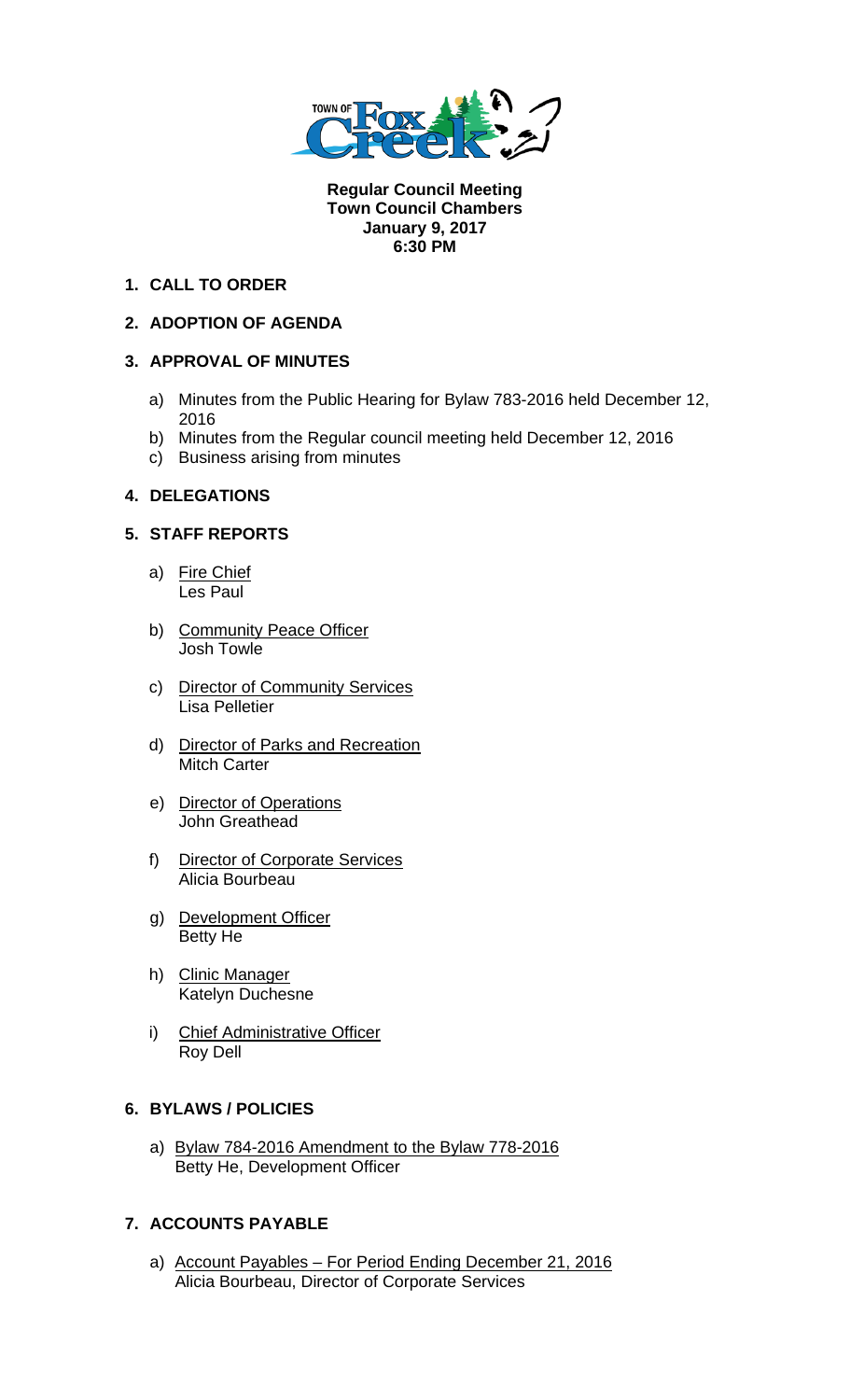**Regular Council Meeting**
**Town Council Chambers**
**January 9, 2017**
**6:30 PM**

**1. CALL TO ORDER**

**2. ADOPTION OF AGENDA**

**3. APPROVAL OF MINUTES**

a) Minutes from the Public Hearing for Bylaw 783-2016 held December 12, 2016
b) Minutes from the Regular council meeting held December 12, 2016
c) Business arising from minutes

**4. DELEGATIONS**

**5. STAFF REPORTS**

a) Fire Chief
Les Paul

b) Community Peace Officer
Josh Towle

c) Director of Community Services
Lisa Pelletier

d) Director of Parks and Recreation
Mitch Carter

e) Director of Operations
John Greathead

f) Director of Corporate Services
Alicia Bourbeau

g) Development Officer
Betty He

h) Clinic Manager
Katelyn Duchesne

i) Chief Administrative Officer
Roy Dell

**6. BYLAWS / POLICIES**

a) Bylaw 784-2016 Amendment to the Bylaw 778-2016
Betty He, Development Officer

**7. ACCOUNTS PAYABLE**

a) Account Payables – For Period Ending December 21, 2016
Alicia Bourbeau, Director of Corporate Services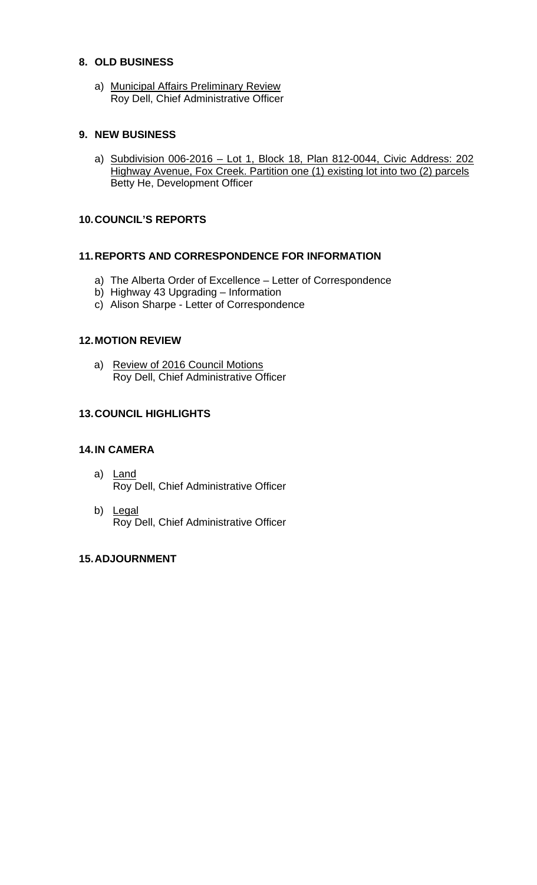## 8. OLD BUSINESS

a) Municipal Affairs Preliminary Review
   Roy Dell, Chief Administrative Officer

## 9. NEW BUSINESS

a) Subdivision 006-2016 – Lot 1, Block 18, Plan 812-0044, Civic Address: 202 Highway Avenue, Fox Creek. Partition one (1) existing lot into two (2) parcels
   Betty He, Development Officer

## 10. COUNCIL'S REPORTS

## 11. REPORTS AND CORRESPONDENCE FOR INFORMATION

a) The Alberta Order of Excellence – Letter of Correspondence
b) Highway 43 Upgrading – Information
c) Alison Sharpe - Letter of Correspondence

## 12. MOTION REVIEW

a) Review of 2016 Council Motions
   Roy Dell, Chief Administrative Officer

## 13. COUNCIL HIGHLIGHTS

## 14. IN CAMERA

a) Land
   Roy Dell, Chief Administrative Officer

b) Legal
   Roy Dell, Chief Administrative Officer

## 15. ADJOURNMENT